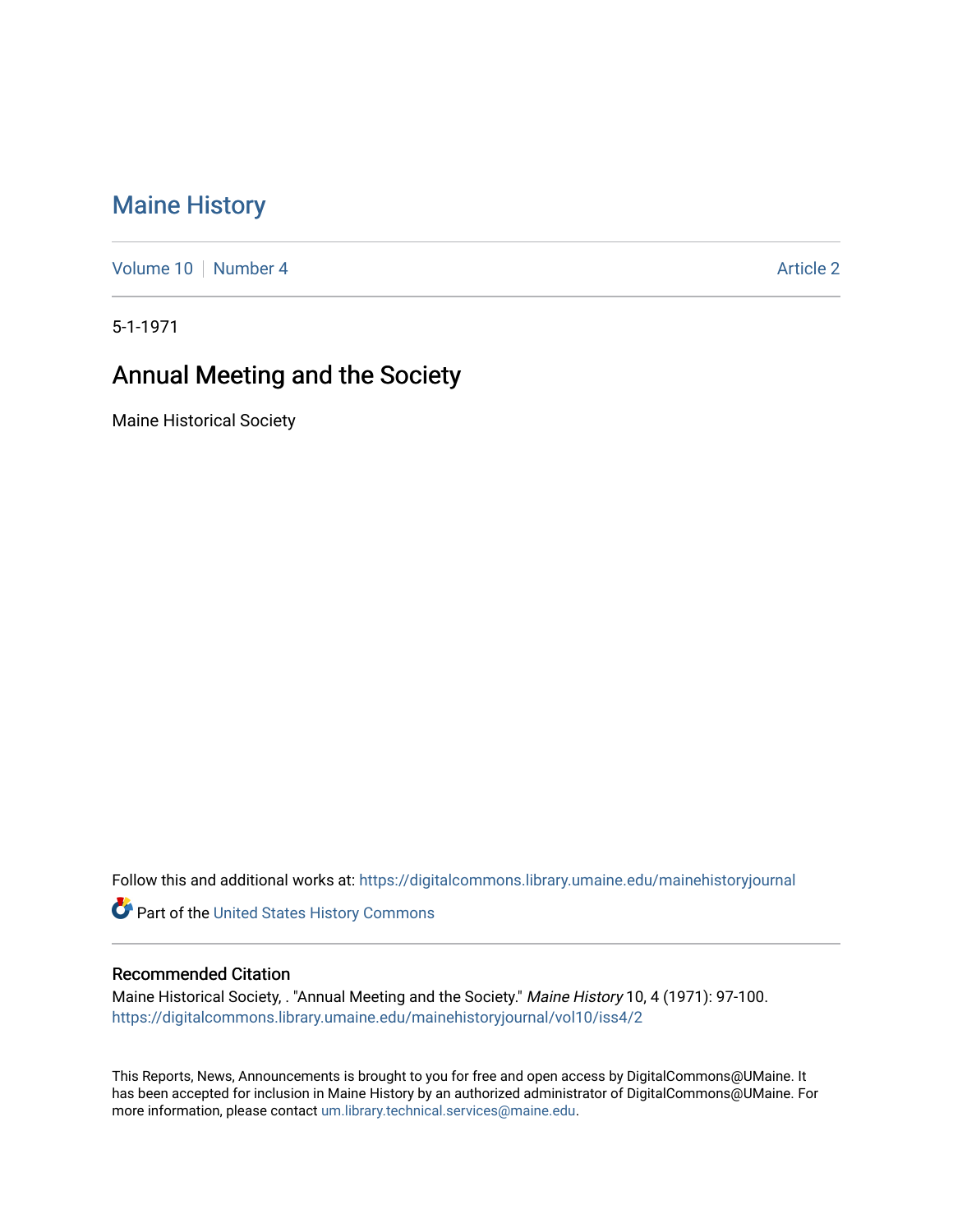# Maine History

Volume 10 | Number 4 | Article 2

5-1-1971

## Annual Meeting and the Society

Maine Historical Society

Follow this and additional works at: https://digitalcommons.library.umaine.edu/mainehistoryjournal

Part of the United States History Commons

### Recommended Citation

Maine Historical Society, . "Annual Meeting and the Society." *Maine History* 10, 4 (1971): 97-100. https://digitalcommons.library.umaine.edu/mainehistoryjournal/vol10/iss4/2

This Reports, News, Announcements is brought to you for free and open access by DigitalCommons@UMaine. It has been accepted for inclusion in Maine History by an authorized administrator of DigitalCommons@UMaine. For more information, please contact um.library.technical.services@maine.edu.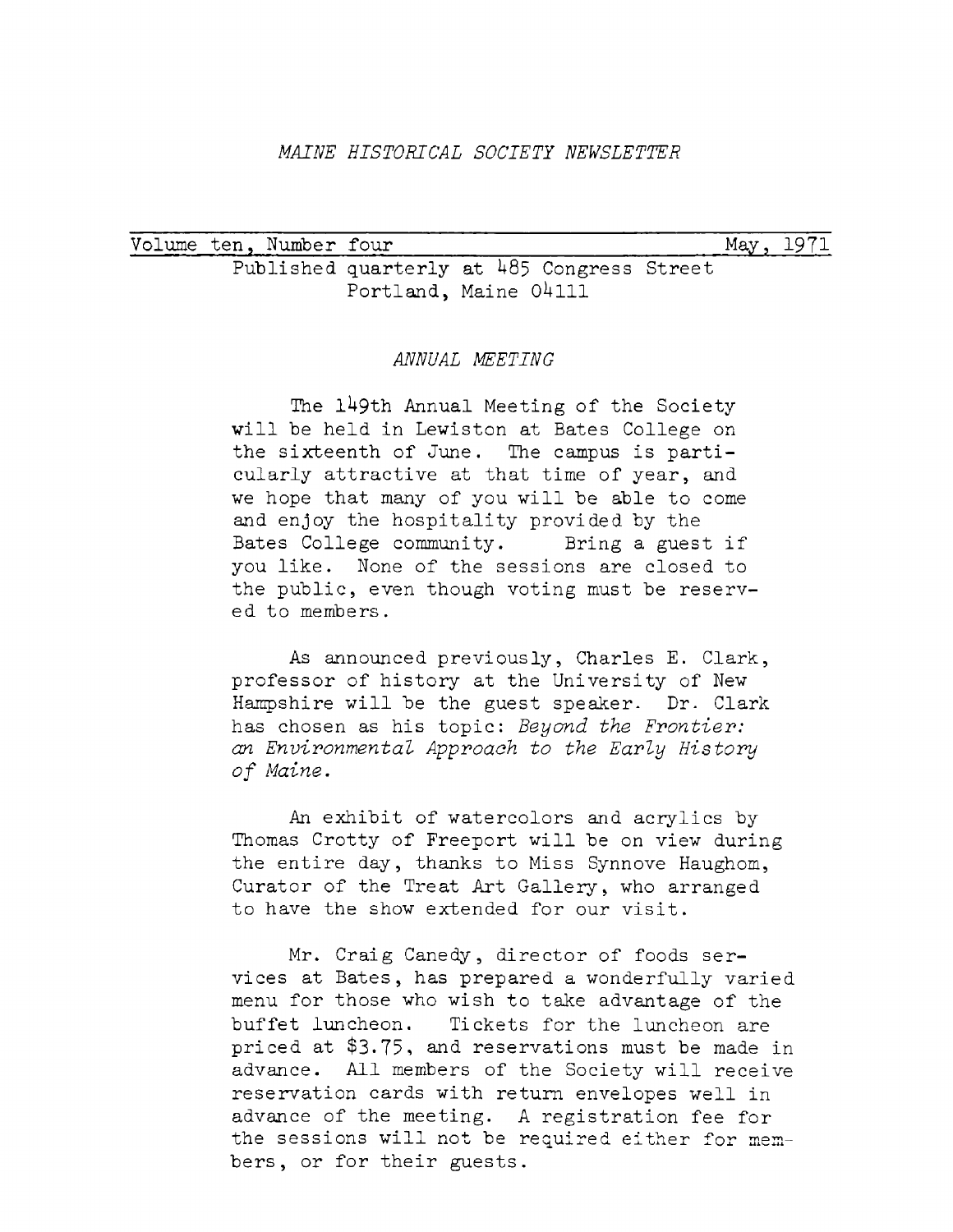*MAINE HISTORICAL SOCIETY NEWSLETTER*

Volume ten, Number four — May, 1971

Published quarterly at 485 Congress Street
Portland, Maine 04111

## *ANNUAL MEETING*

The 149th Annual Meeting of the Society will be held in Lewiston at Bates College on the sixteenth of June. The campus is particularly attractive at that time of year, and we hope that many of you will be able to come and enjoy the hospitality provided by the Bates College community. Bring a guest if you like. None of the sessions are closed to the public, even though voting must be reserved to members.

As announced previously, Charles E. Clark, professor of history at the University of New Hampshire will be the guest speaker. Dr. Clark has chosen as his topic: *Beyond the Frontier: an Environmental Approach to the Early History of Maine.*

An exhibit of watercolors and acrylics by Thomas Crotty of Freeport will be on view during the entire day, thanks to Miss Synnove Haughom, Curator of the Treat Art Gallery, who arranged to have the show extended for our visit.

Mr. Craig Canedy, director of foods services at Bates, has prepared a wonderfully varied menu for those who wish to take advantage of the buffet luncheon. Tickets for the luncheon are priced at $3.75, and reservations must be made in advance. All members of the Society will receive reservation cards with return envelopes well in advance of the meeting. A registration fee for the sessions will not be required either for members, or for their guests.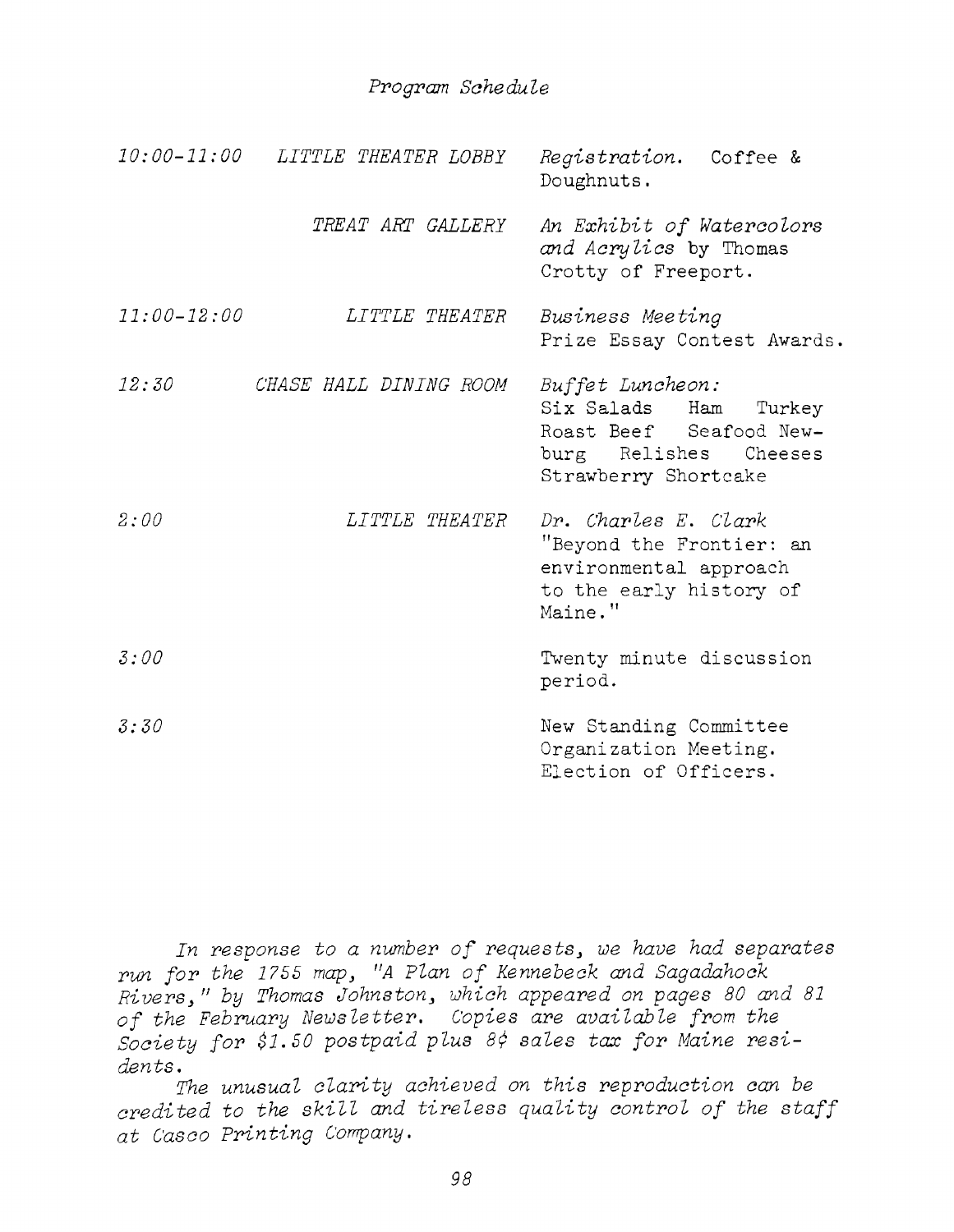## *Program Schedule*

| | | |
|---|---|---|
| *10:00-11:00* | *LITTLE THEATER LOBBY* | *Registration.* Coffee & Doughnuts. |
| | *TREAT ART GALLERY* | *An Exhibit of Watercolors and Acrylics* by Thomas Crotty of Freeport. |
| *11:00-12:00* | *LITTLE THEATER* | *Business Meeting* Prize Essay Contest Awards. |
| *12:30* | *CHASE HALL DINING ROOM* | *Buffet Luncheon:* Six Salads Ham Turkey Roast Beef Seafood New-burg Relishes Cheeses Strawberry Shortcake |
| *2:00* | *LITTLE THEATER* | *Dr. Charles E. Clark* "Beyond the Frontier: an environmental approach to the early history of Maine." |
| *3:00* | | Twenty minute discussion period. |
| *3:30* | | New Standing Committee Organization Meeting. Election of Officers. |

*In response to a number of requests, we have had separates run for the 1755 map, "A Plan of Kennebeck and Sagadahock Rivers," by Thomas Johnston, which appeared on pages 80 and 81 of the February Newsletter. Copies are available from the Society for $1.50 postpaid plus 8¢ sales tax for Maine residents.*

*The unusual clarity achieved on this reproduction can be credited to the skill and tireless quality control of the staff at Casco Printing Company.*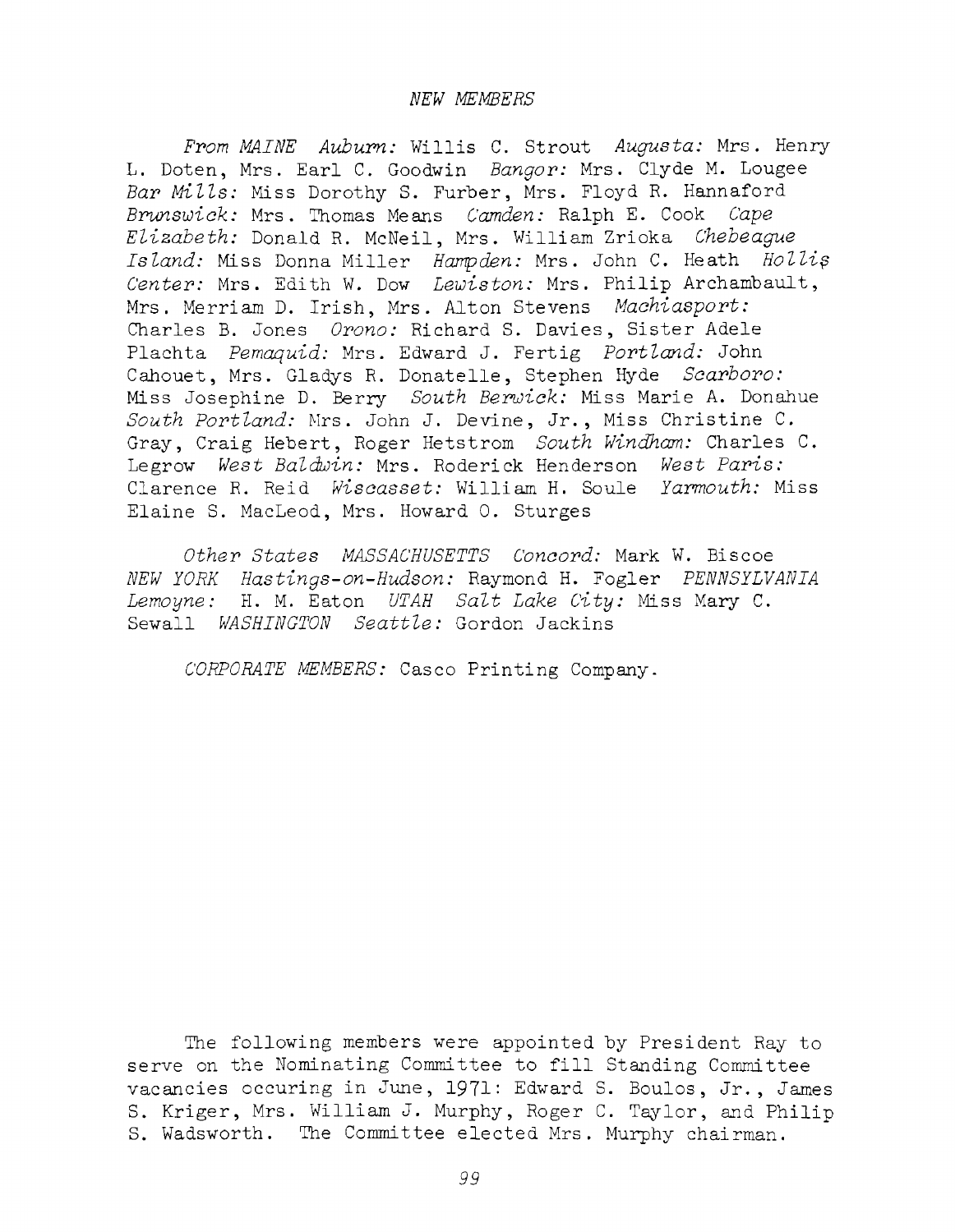## *NEW MEMBERS*

*From MAINE* *Auburn:* Willis C. Strout *Augusta:* Mrs. Henry L. Doten, Mrs. Earl C. Goodwin *Bangor:* Mrs. Clyde M. Lougee *Bar Mills:* Miss Dorothy S. Furber, Mrs. Floyd R. Hannaford *Brunswick:* Mrs. Thomas Means *Camden:* Ralph E. Cook *Cape Elizabeth:* Donald R. McNeil, Mrs. William Zrioka *Chebeague Island:* Miss Donna Miller *Hampden:* Mrs. John C. Heath *Hollis Center:* Mrs. Edith W. Dow *Lewiston:* Mrs. Philip Archambault, Mrs. Merriam D. Irish, Mrs. Alton Stevens *Machiasport:* Charles B. Jones *Orono:* Richard S. Davies, Sister Adele Plachta *Pemaquid:* Mrs. Edward J. Fertig *Portland:* John Cahouet, Mrs. Gladys R. Donatelle, Stephen Hyde *Scarboro:* Miss Josephine D. Berry *South Berwick:* Miss Marie A. Donahue *South Portland:* Mrs. John J. Devine, Jr., Miss Christine C. Gray, Craig Hebert, Roger Hetstrom *South Windham:* Charles C. Legrow *West Baldwin:* Mrs. Roderick Henderson *West Paris:* Clarence R. Reid *Wiscasset:* William H. Soule *Yarmouth:* Miss Elaine S. MacLeod, Mrs. Howard O. Sturges

*Other States* *MASSACHUSETTS* *Concord:* Mark W. Biscoe *NEW YORK* *Hastings-on-Hudson:* Raymond H. Fogler *PENNSYLVANIA* *Lemoyne:* H. M. Eaton *UTAH* *Salt Lake City:* Miss Mary C. Sewall *WASHINGTON* *Seattle:* Gordon Jackins

*CORPORATE MEMBERS:* Casco Printing Company.

The following members were appointed by President Ray to serve on the Nominating Committee to fill Standing Committee vacancies occuring in June, 1971: Edward S. Boulos, Jr., James S. Kriger, Mrs. William J. Murphy, Roger C. Taylor, and Philip S. Wadsworth. The Committee elected Mrs. Murphy chairman.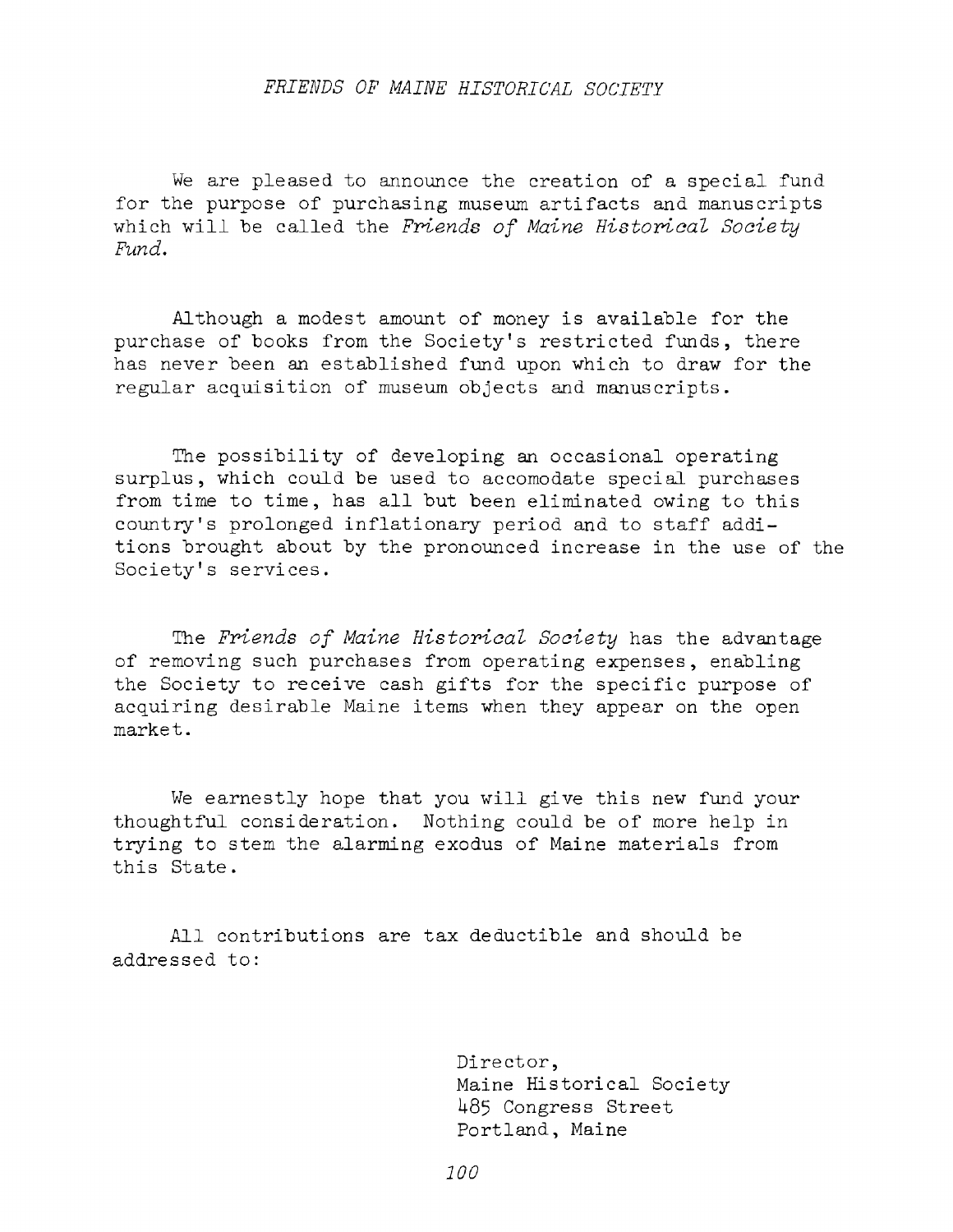# *FRIENDS OF MAINE HISTORICAL SOCIETY*

We are pleased to announce the creation of a special fund for the purpose of purchasing museum artifacts and manuscripts which will be called the *Friends of Maine Historical Society Fund.*

Although a modest amount of money is available for the purchase of books from the Society's restricted funds, there has never been an established fund upon which to draw for the regular acquisition of museum objects and manuscripts.

The possibility of developing an occasional operating surplus, which could be used to accomodate special purchases from time to time, has all but been eliminated owing to this country's prolonged inflationary period and to staff additions brought about by the pronounced increase in the use of the Society's services.

The *Friends of Maine Historical Society* has the advantage of removing such purchases from operating expenses, enabling the Society to receive cash gifts for the specific purpose of acquiring desirable Maine items when they appear on the open market.

We earnestly hope that you will give this new fund your thoughtful consideration. Nothing could be of more help in trying to stem the alarming exodus of Maine materials from this State.

All contributions are tax deductible and should be addressed to:

Director,  
Maine Historical Society  
485 Congress Street  
Portland, Maine